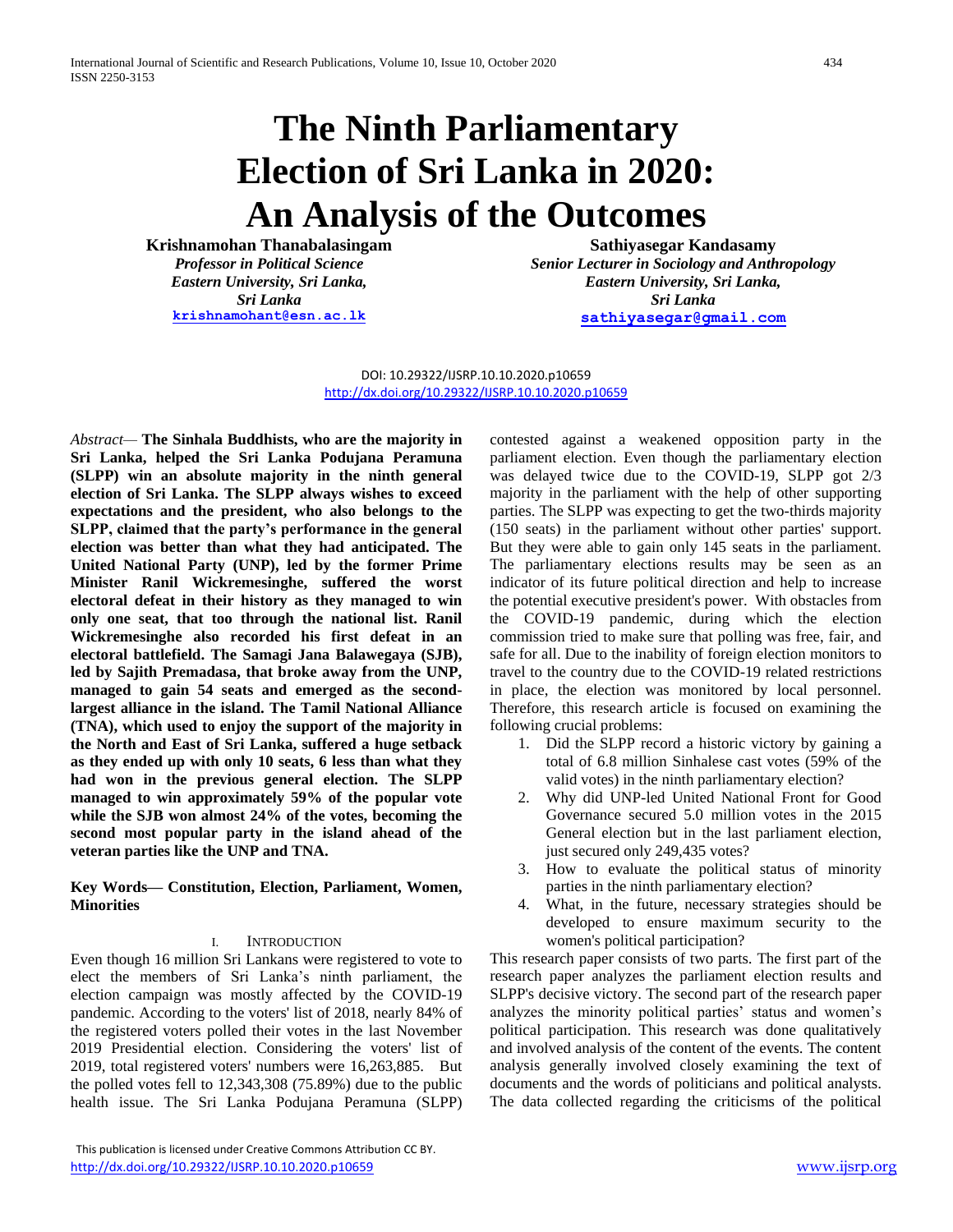# The Ninth Parliamentary Election of Sri Lanka in 2020: An Analysis of the Outcomes

**Krishnamohan Thanabalasingam**
*Professor in Political Science*
*Eastern University, Sri Lanka,*
*Sri Lanka*
krishnamohant@esn.ac.lk

**Sathiyasegar Kandasamy**
*Senior Lecturer in Sociology and Anthropology*
*Eastern University, Sri Lanka,*
*Sri Lanka*
sathiyasegar@gmail.com

DOI: 10.29322/IJSRP.10.10.2020.p10659
http://dx.doi.org/10.29322/IJSRP.10.10.2020.p10659

*Abstract*— **The Sinhala Buddhists, who are the majority in Sri Lanka, helped the Sri Lanka Podujana Peramuna (SLPP) win an absolute majority in the ninth general election of Sri Lanka. The SLPP always wishes to exceed expectations and the president, who also belongs to the SLPP, claimed that the party's performance in the general election was better than what they had anticipated. The United National Party (UNP), led by the former Prime Minister Ranil Wickremesinghe, suffered the worst electoral defeat in their history as they managed to win only one seat, that too through the national list. Ranil Wickremesinghe also recorded his first defeat in an electoral battlefield. The Samagi Jana Balawegaya (SJB), led by Sajith Premadasa, that broke away from the UNP, managed to gain 54 seats and emerged as the second-largest alliance in the island. The Tamil National Alliance (TNA), which used to enjoy the support of the majority in the North and East of Sri Lanka, suffered a huge setback as they ended up with only 10 seats, 6 less than what they had won in the previous general election. The SLPP managed to win approximately 59% of the popular vote while the SJB won almost 24% of the votes, becoming the second most popular party in the island ahead of the veteran parties like the UNP and TNA.**

**Key Words— Constitution, Election, Parliament, Women, Minorities**

## I. Introduction

Even though 16 million Sri Lankans were registered to vote to elect the members of Sri Lanka's ninth parliament, the election campaign was mostly affected by the COVID-19 pandemic. According to the voters' list of 2018, nearly 84% of the registered voters polled their votes in the last November 2019 Presidential election. Considering the voters' list of 2019, total registered voters' numbers were 16,263,885. But the polled votes fell to 12,343,308 (75.89%) due to the public health issue. The Sri Lanka Podujana Peramuna (SLPP) contested against a weakened opposition party in the parliament election. Even though the parliamentary election was delayed twice due to the COVID-19, SLPP got 2/3 majority in the parliament with the help of other supporting parties. The SLPP was expecting to get the two-thirds majority (150 seats) in the parliament without other parties' support. But they were able to gain only 145 seats in the parliament. The parliamentary elections results may be seen as an indicator of its future political direction and help to increase the potential executive president's power. With obstacles from the COVID-19 pandemic, during which the election commission tried to make sure that polling was free, fair, and safe for all. Due to the inability of foreign election monitors to travel to the country due to the COVID-19 related restrictions in place, the election was monitored by local personnel. Therefore, this research article is focused on examining the following crucial problems:

1. Did the SLPP record a historic victory by gaining a total of 6.8 million Sinhalese cast votes (59% of the valid votes) in the ninth parliamentary election?
2. Why did UNP-led United National Front for Good Governance secured 5.0 million votes in the 2015 General election but in the last parliament election, just secured only 249,435 votes?
3. How to evaluate the political status of minority parties in the ninth parliamentary election?
4. What, in the future, necessary strategies should be developed to ensure maximum security to the women's political participation?

This research paper consists of two parts. The first part of the research paper analyzes the parliament election results and SLPP's decisive victory. The second part of the research paper analyzes the minority political parties' status and women's political participation. This research was done qualitatively and involved analysis of the content of the events. The content analysis generally involved closely examining the text of documents and the words of politicians and political analysts. The data collected regarding the criticisms of the political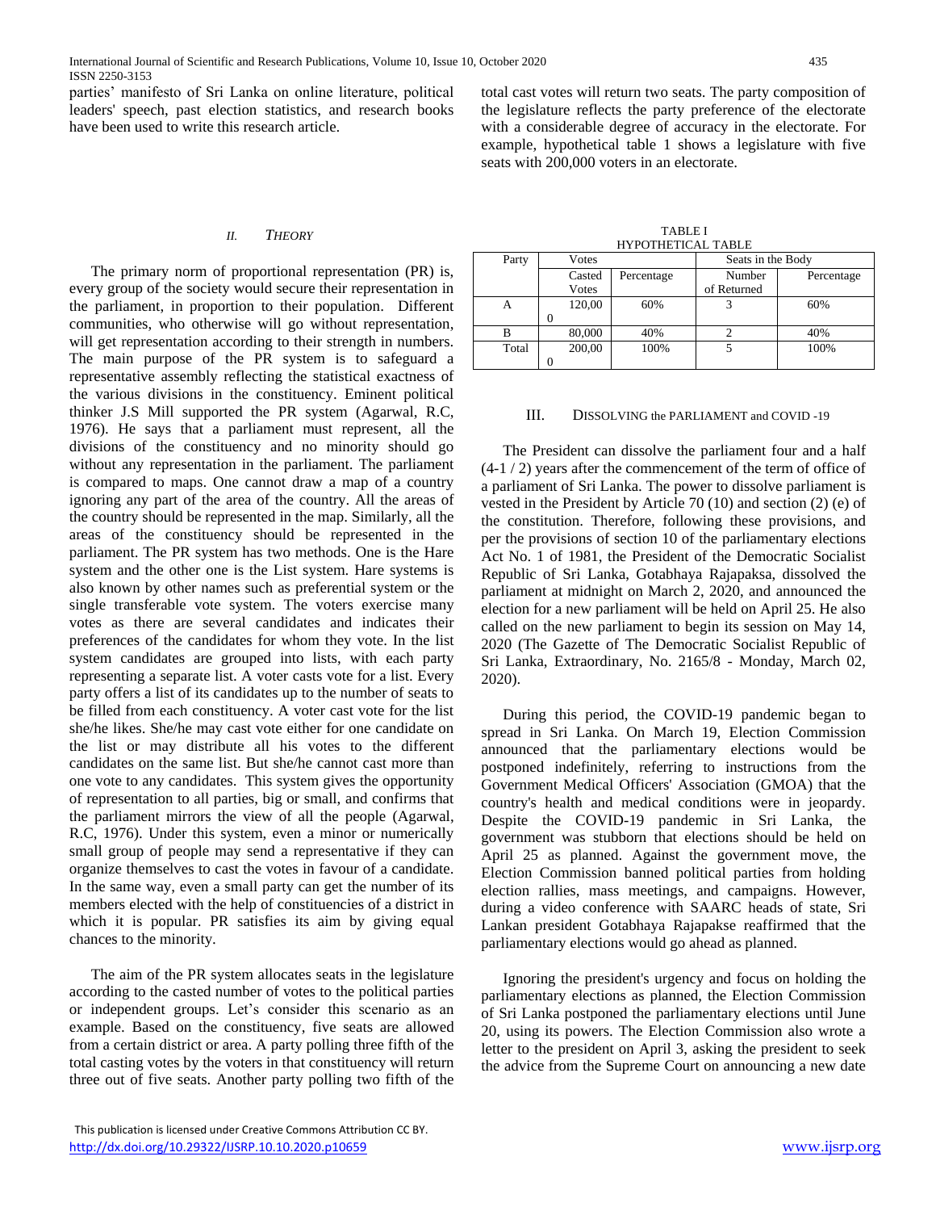parties' manifesto of Sri Lanka on online literature, political leaders' speech, past election statistics, and research books have been used to write this research article.

## II. *THEORY*

The primary norm of proportional representation (PR) is, every group of the society would secure their representation in the parliament, in proportion to their population. Different communities, who otherwise will go without representation, will get representation according to their strength in numbers. The main purpose of the PR system is to safeguard a representative assembly reflecting the statistical exactness of the various divisions in the constituency. Eminent political thinker J.S Mill supported the PR system (Agarwal, R.C, 1976). He says that a parliament must represent, all the divisions of the constituency and no minority should go without any representation in the parliament. The parliament is compared to maps. One cannot draw a map of a country ignoring any part of the area of the country. All the areas of the country should be represented in the map. Similarly, all the areas of the constituency should be represented in the parliament. The PR system has two methods. One is the Hare system and the other one is the List system. Hare systems is also known by other names such as preferential system or the single transferable vote system. The voters exercise many votes as there are several candidates and indicates their preferences of the candidates for whom they vote. In the list system candidates are grouped into lists, with each party representing a separate list. A voter casts vote for a list. Every party offers a list of its candidates up to the number of seats to be filled from each constituency. A voter cast vote for the list she/he likes. She/he may cast vote either for one candidate on the list or may distribute all his votes to the different candidates on the same list. But she/he cannot cast more than one vote to any candidates. This system gives the opportunity of representation to all parties, big or small, and confirms that the parliament mirrors the view of all the people (Agarwal, R.C, 1976). Under this system, even a minor or numerically small group of people may send a representative if they can organize themselves to cast the votes in favour of a candidate. In the same way, even a small party can get the number of its members elected with the help of constituencies of a district in which it is popular. PR satisfies its aim by giving equal chances to the minority.

The aim of the PR system allocates seats in the legislature according to the casted number of votes to the political parties or independent groups. Let's consider this scenario as an example. Based on the constituency, five seats are allowed from a certain district or area. A party polling three fifth of the total casting votes by the voters in that constituency will return three out of five seats. Another party polling two fifth of the total cast votes will return two seats. The party composition of the legislature reflects the party preference of the electorate with a considerable degree of accuracy in the electorate. For example, hypothetical table 1 shows a legislature with five seats with 200,000 voters in an electorate.

TABLE I
HYPOTHETICAL TABLE

| Party | Votes | | Seats in the Body | |
|---|---|---|---|---|
| | Casted Votes | Percentage | Number of Returned | Percentage |
| A | 120,000 | 60% | 3 | 60% |
| B | 80,000 | 40% | 2 | 40% |
| Total | 200,000 | 100% | 5 | 100% |

## III. DISSOLVING the PARLIAMENT and COVID -19

The President can dissolve the parliament four and a half (4-1 / 2) years after the commencement of the term of office of a parliament of Sri Lanka. The power to dissolve parliament is vested in the President by Article 70 (10) and section (2) (e) of the constitution. Therefore, following these provisions, and per the provisions of section 10 of the parliamentary elections Act No. 1 of 1981, the President of the Democratic Socialist Republic of Sri Lanka, Gotabhaya Rajapaksa, dissolved the parliament at midnight on March 2, 2020, and announced the election for a new parliament will be held on April 25. He also called on the new parliament to begin its session on May 14, 2020 (The Gazette of The Democratic Socialist Republic of Sri Lanka, Extraordinary, No. 2165/8 - Monday, March 02, 2020).

During this period, the COVID-19 pandemic began to spread in Sri Lanka. On March 19, Election Commission announced that the parliamentary elections would be postponed indefinitely, referring to instructions from the Government Medical Officers' Association (GMOA) that the country's health and medical conditions were in jeopardy. Despite the COVID-19 pandemic in Sri Lanka, the government was stubborn that elections should be held on April 25 as planned. Against the government move, the Election Commission banned political parties from holding election rallies, mass meetings, and campaigns. However, during a video conference with SAARC heads of state, Sri Lankan president Gotabhaya Rajapakse reaffirmed that the parliamentary elections would go ahead as planned.

Ignoring the president's urgency and focus on holding the parliamentary elections as planned, the Election Commission of Sri Lanka postponed the parliamentary elections until June 20, using its powers. The Election Commission also wrote a letter to the president on April 3, asking the president to seek the advice from the Supreme Court on announcing a new date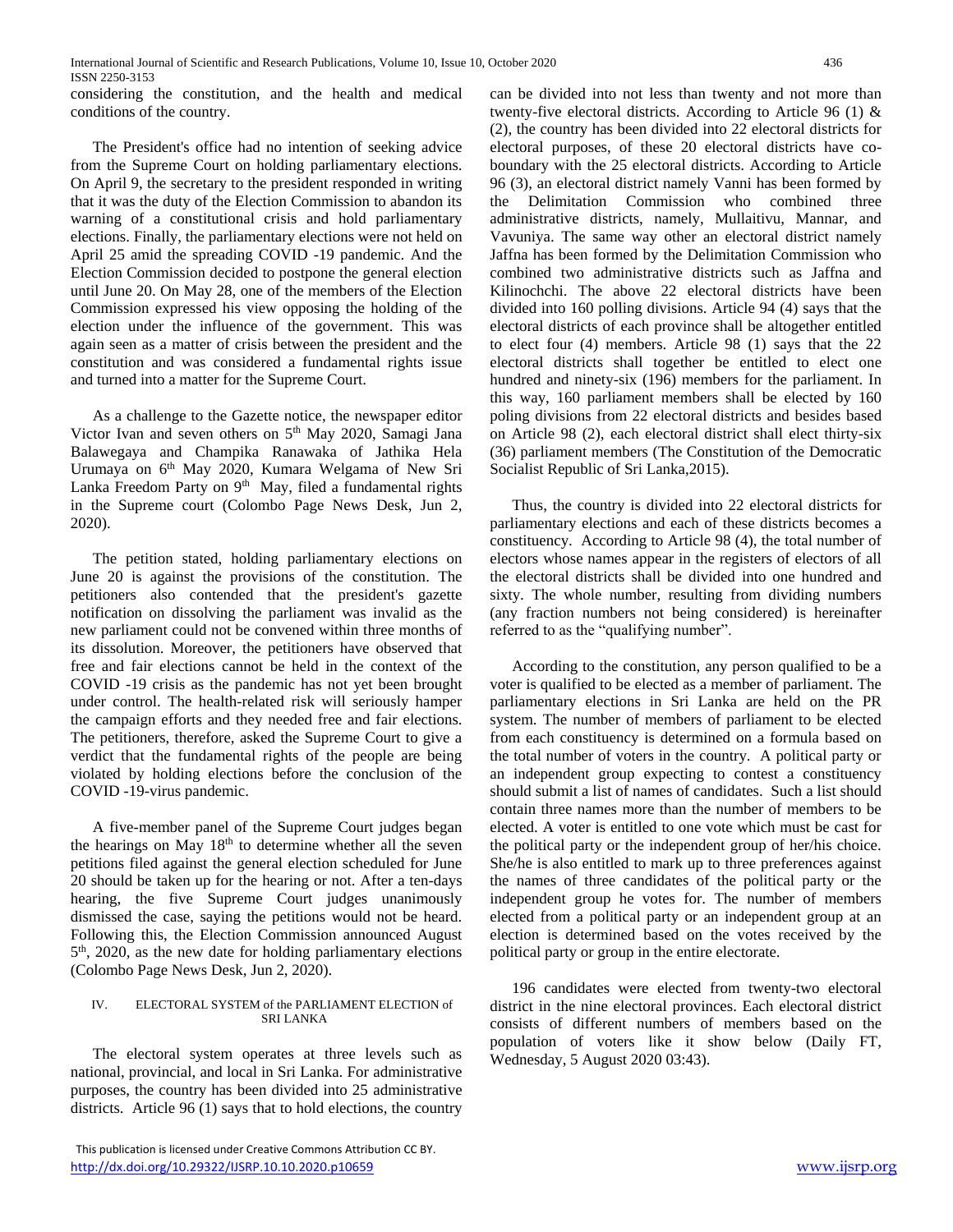considering the constitution, and the health and medical conditions of the country.

The President's office had no intention of seeking advice from the Supreme Court on holding parliamentary elections. On April 9, the secretary to the president responded in writing that it was the duty of the Election Commission to abandon its warning of a constitutional crisis and hold parliamentary elections. Finally, the parliamentary elections were not held on April 25 amid the spreading COVID -19 pandemic. And the Election Commission decided to postpone the general election until June 20. On May 28, one of the members of the Election Commission expressed his view opposing the holding of the election under the influence of the government. This was again seen as a matter of crisis between the president and the constitution and was considered a fundamental rights issue and turned into a matter for the Supreme Court.

As a challenge to the Gazette notice, the newspaper editor Victor Ivan and seven others on 5th May 2020, Samagi Jana Balawegaya and Champika Ranawaka of Jathika Hela Urumaya on 6th May 2020, Kumara Welgama of New Sri Lanka Freedom Party on 9th May, filed a fundamental rights in the Supreme court (Colombo Page News Desk, Jun 2, 2020).

The petition stated, holding parliamentary elections on June 20 is against the provisions of the constitution. The petitioners also contended that the president's gazette notification on dissolving the parliament was invalid as the new parliament could not be convened within three months of its dissolution. Moreover, the petitioners have observed that free and fair elections cannot be held in the context of the COVID -19 crisis as the pandemic has not yet been brought under control. The health-related risk will seriously hamper the campaign efforts and they needed free and fair elections. The petitioners, therefore, asked the Supreme Court to give a verdict that the fundamental rights of the people are being violated by holding elections before the conclusion of the COVID -19-virus pandemic.

A five-member panel of the Supreme Court judges began the hearings on May 18th to determine whether all the seven petitions filed against the general election scheduled for June 20 should be taken up for the hearing or not. After a ten-days hearing, the five Supreme Court judges unanimously dismissed the case, saying the petitions would not be heard. Following this, the Election Commission announced August 5th, 2020, as the new date for holding parliamentary elections (Colombo Page News Desk, Jun 2, 2020).

## IV. ELECTORAL SYSTEM of the PARLIAMENT ELECTION of SRI LANKA

The electoral system operates at three levels such as national, provincial, and local in Sri Lanka. For administrative purposes, the country has been divided into 25 administrative districts. Article 96 (1) says that to hold elections, the country can be divided into not less than twenty and not more than twenty-five electoral districts. According to Article 96 (1) & (2), the country has been divided into 22 electoral districts for electoral purposes, of these 20 electoral districts have co-boundary with the 25 electoral districts. According to Article 96 (3), an electoral district namely Vanni has been formed by the Delimitation Commission who combined three administrative districts, namely, Mullaitivu, Mannar, and Vavuniya. The same way other an electoral district namely Jaffna has been formed by the Delimitation Commission who combined two administrative districts such as Jaffna and Kilinochchi. The above 22 electoral districts have been divided into 160 polling divisions. Article 94 (4) says that the electoral districts of each province shall be altogether entitled to elect four (4) members. Article 98 (1) says that the 22 electoral districts shall together be entitled to elect one hundred and ninety-six (196) members for the parliament. In this way, 160 parliament members shall be elected by 160 poling divisions from 22 electoral districts and besides based on Article 98 (2), each electoral district shall elect thirty-six (36) parliament members (The Constitution of the Democratic Socialist Republic of Sri Lanka,2015).

Thus, the country is divided into 22 electoral districts for parliamentary elections and each of these districts becomes a constituency. According to Article 98 (4), the total number of electors whose names appear in the registers of electors of all the electoral districts shall be divided into one hundred and sixty. The whole number, resulting from dividing numbers (any fraction numbers not being considered) is hereinafter referred to as the "qualifying number".

According to the constitution, any person qualified to be a voter is qualified to be elected as a member of parliament. The parliamentary elections in Sri Lanka are held on the PR system. The number of members of parliament to be elected from each constituency is determined on a formula based on the total number of voters in the country. A political party or an independent group expecting to contest a constituency should submit a list of names of candidates. Such a list should contain three names more than the number of members to be elected. A voter is entitled to one vote which must be cast for the political party or the independent group of her/his choice. She/he is also entitled to mark up to three preferences against the names of three candidates of the political party or the independent group he votes for. The number of members elected from a political party or an independent group at an election is determined based on the votes received by the political party or group in the entire electorate.

196 candidates were elected from twenty-two electoral district in the nine electoral provinces. Each electoral district consists of different numbers of members based on the population of voters like it show below (Daily FT, Wednesday, 5 August 2020 03:43).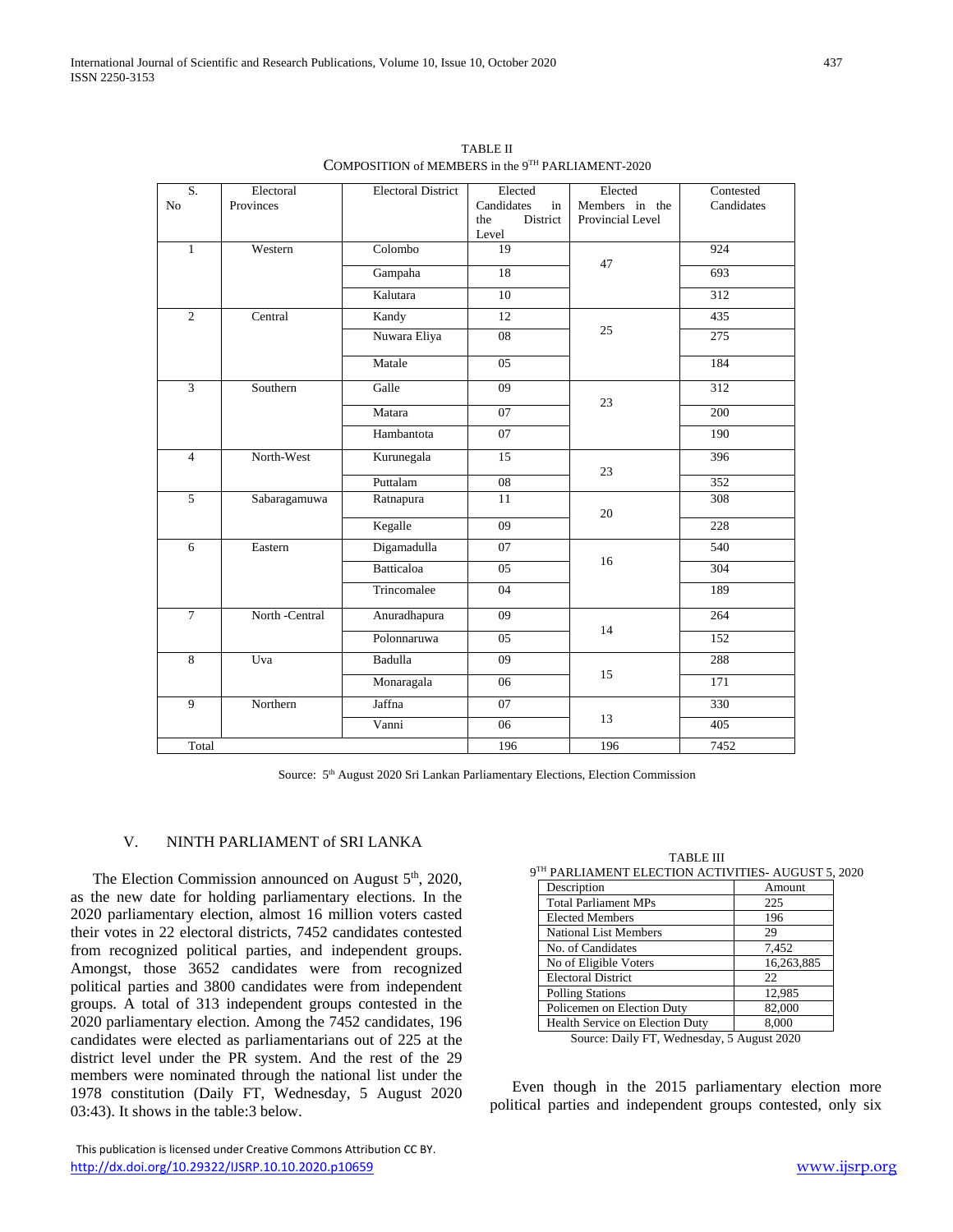TABLE II
COMPOSITION of MEMBERS in the 9TH PARLIAMENT-2020

| S. No | Electoral Provinces | Electoral District | Elected Candidates in the District Level | Elected Members in the Provincial Level | Contested Candidates |
|---|---|---|---|---|---|
| 1 | Western | Colombo | 19 | 47 | 924 |
| | | Gampaha | 18 | | 693 |
| | | Kalutara | 10 | | 312 |
| 2 | Central | Kandy | 12 | 25 | 435 |
| | | Nuwara Eliya | 08 | | 275 |
| | | Matale | 05 | | 184 |
| 3 | Southern | Galle | 09 | 23 | 312 |
| | | Matara | 07 | | 200 |
| | | Hambantota | 07 | | 190 |
| 4 | North-West | Kurunegala | 15 | 23 | 396 |
| | | Puttalam | 08 | | 352 |
| 5 | Sabaragamuwa | Ratnapura | 11 | 20 | 308 |
| | | Kegalle | 09 | | 228 |
| 6 | Eastern | Digamadulla | 07 | 16 | 540 |
| | | Batticaloa | 05 | | 304 |
| | | Trincomalee | 04 | | 189 |
| 7 | North -Central | Anuradhapura | 09 | 14 | 264 |
| | | Polonnaruwa | 05 | | 152 |
| 8 | Uva | Badulla | 09 | 15 | 288 |
| | | Monaragala | 06 | | 171 |
| 9 | Northern | Jaffna | 07 | 13 | 330 |
| | | Vanni | 06 | | 405 |
| Total | | | 196 | 196 | 7452 |

Source: 5th August 2020 Sri Lankan Parliamentary Elections, Election Commission

## V. NINTH PARLIAMENT of SRI LANKA

The Election Commission announced on August 5th, 2020, as the new date for holding parliamentary elections. In the 2020 parliamentary election, almost 16 million voters casted their votes in 22 electoral districts, 7452 candidates contested from recognized political parties, and independent groups. Amongst, those 3652 candidates were from recognized political parties and 3800 candidates were from independent groups. A total of 313 independent groups contested in the 2020 parliamentary election. Among the 7452 candidates, 196 candidates were elected as parliamentarians out of 225 at the district level under the PR system. And the rest of the 29 members were nominated through the national list under the 1978 constitution (Daily FT, Wednesday, 5 August 2020 03:43). It shows in the table:3 below.

TABLE III
9TH PARLIAMENT ELECTION ACTIVITIES- AUGUST 5, 2020

| Description | Amount |
|---|---|
| Total Parliament MPs | 225 |
| Elected Members | 196 |
| National List Members | 29 |
| No. of Candidates | 7,452 |
| No of Eligible Voters | 16,263,885 |
| Electoral District | 22 |
| Polling Stations | 12,985 |
| Policemen on Election Duty | 82,000 |
| Health Service on Election Duty | 8,000 |

Source: Daily FT, Wednesday, 5 August 2020

Even though in the 2015 parliamentary election more political parties and independent groups contested, only six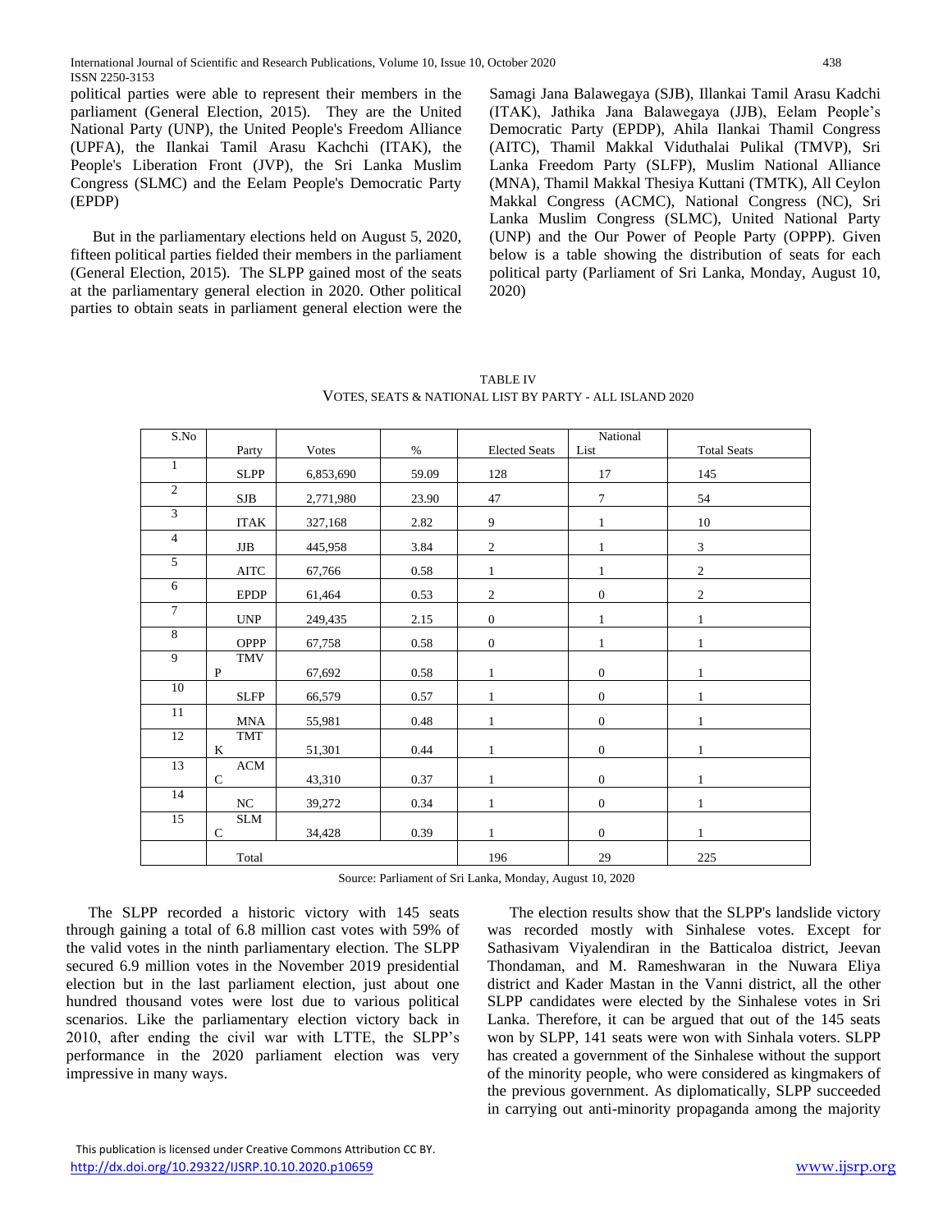political parties were able to represent their members in the parliament (General Election, 2015). They are the United National Party (UNP), the United People's Freedom Alliance (UPFA), the Ilankai Tamil Arasu Kachchi (ITAK), the People's Liberation Front (JVP), the Sri Lanka Muslim Congress (SLMC) and the Eelam People's Democratic Party (EPDP)

But in the parliamentary elections held on August 5, 2020, fifteen political parties fielded their members in the parliament (General Election, 2015). The SLPP gained most of the seats at the parliamentary general election in 2020. Other political parties to obtain seats in parliament general election were the Samagi Jana Balawegaya (SJB), Illankai Tamil Arasu Kadchi (ITAK), Jathika Jana Balawegaya (JJB), Eelam People's Democratic Party (EPDP), Ahila Ilankai Thamil Congress (AITC), Thamil Makkal Viduthalai Pulikal (TMVP), Sri Lanka Freedom Party (SLFP), Muslim National Alliance (MNA), Thamil Makkal Thesiya Kuttani (TMTK), All Ceylon Makkal Congress (ACMC), National Congress (NC), Sri Lanka Muslim Congress (SLMC), United National Party (UNP) and the Our Power of People Party (OPPP). Given below is a table showing the distribution of seats for each political party (Parliament of Sri Lanka, Monday, August 10, 2020)

TABLE IV
VOTES, SEATS & NATIONAL LIST BY PARTY - ALL ISLAND 2020

| S.No | Party | Votes | % | Elected Seats | National List | Total Seats |
|---|---|---|---|---|---|---|
| 1 | SLPP | 6,853,690 | 59.09 | 128 | 17 | 145 |
| 2 | SJB | 2,771,980 | 23.90 | 47 | 7 | 54 |
| 3 | ITAK | 327,168 | 2.82 | 9 | 1 | 10 |
| 4 | JJB | 445,958 | 3.84 | 2 | 1 | 3 |
| 5 | AITC | 67,766 | 0.58 | 1 | 1 | 2 |
| 6 | EPDP | 61,464 | 0.53 | 2 | 0 | 2 |
| 7 | UNP | 249,435 | 2.15 | 0 | 1 | 1 |
| 8 | OPPP | 67,758 | 0.58 | 0 | 1 | 1 |
| 9 | TMVP | 67,692 | 0.58 | 1 | 0 | 1 |
| 10 | SLFP | 66,579 | 0.57 | 1 | 0 | 1 |
| 11 | MNA | 55,981 | 0.48 | 1 | 0 | 1 |
| 12 | TMTK | 51,301 | 0.44 | 1 | 0 | 1 |
| 13 | ACMC | 43,310 | 0.37 | 1 | 0 | 1 |
| 14 | NC | 39,272 | 0.34 | 1 | 0 | 1 |
| 15 | SLMC | 34,428 | 0.39 | 1 | 0 | 1 |
| | Total | | | 196 | 29 | 225 |

Source: Parliament of Sri Lanka, Monday, August 10, 2020

The SLPP recorded a historic victory with 145 seats through gaining a total of 6.8 million cast votes with 59% of the valid votes in the ninth parliamentary election. The SLPP secured 6.9 million votes in the November 2019 presidential election but in the last parliament election, just about one hundred thousand votes were lost due to various political scenarios. Like the parliamentary election victory back in 2010, after ending the civil war with LTTE, the SLPP's performance in the 2020 parliament election was very impressive in many ways.

The election results show that the SLPP's landslide victory was recorded mostly with Sinhalese votes. Except for Sathasivam Viyalendiran in the Batticaloa district, Jeevan Thondaman, and M. Rameshwaran in the Nuwara Eliya district and Kader Mastan in the Vanni district, all the other SLPP candidates were elected by the Sinhalese votes in Sri Lanka. Therefore, it can be argued that out of the 145 seats won by SLPP, 141 seats were won with Sinhala voters. SLPP has created a government of the Sinhalese without the support of the minority people, who were considered as kingmakers of the previous government. As diplomatically, SLPP succeeded in carrying out anti-minority propaganda among the majority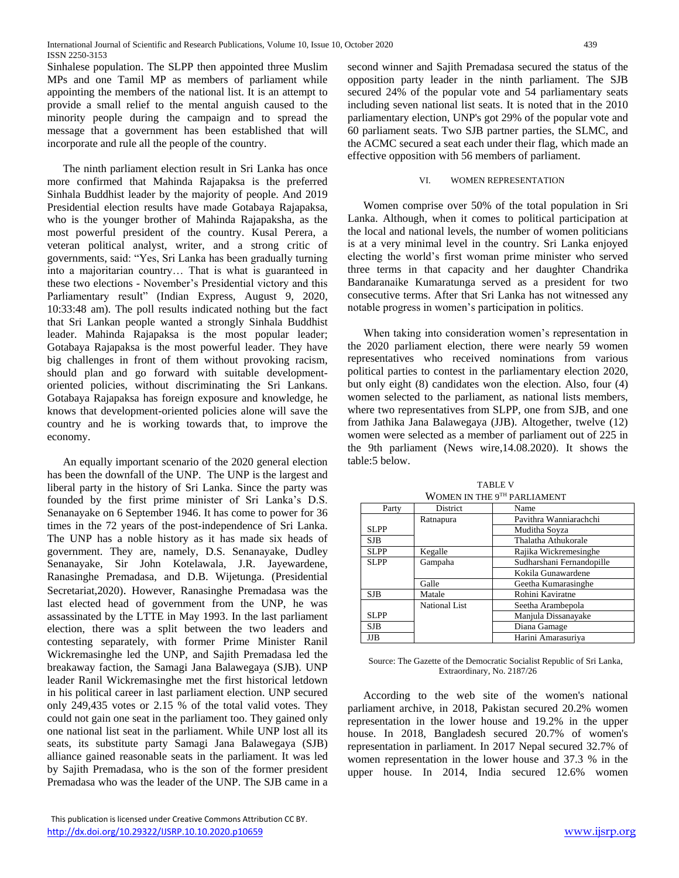Sinhalese population. The SLPP then appointed three Muslim MPs and one Tamil MP as members of parliament while appointing the members of the national list. It is an attempt to provide a small relief to the mental anguish caused to the minority people during the campaign and to spread the message that a government has been established that will incorporate and rule all the people of the country.

The ninth parliament election result in Sri Lanka has once more confirmed that Mahinda Rajapaksa is the preferred Sinhala Buddhist leader by the majority of people. And 2019 Presidential election results have made Gotabaya Rajapaksa, who is the younger brother of Mahinda Rajapaksha, as the most powerful president of the country. Kusal Perera, a veteran political analyst, writer, and a strong critic of governments, said: "Yes, Sri Lanka has been gradually turning into a majoritarian country… That is what is guaranteed in these two elections - November's Presidential victory and this Parliamentary result" (Indian Express, August 9, 2020, 10:33:48 am). The poll results indicated nothing but the fact that Sri Lankan people wanted a strongly Sinhala Buddhist leader. Mahinda Rajapaksa is the most popular leader; Gotabaya Rajapaksa is the most powerful leader. They have big challenges in front of them without provoking racism, should plan and go forward with suitable development-oriented policies, without discriminating the Sri Lankans. Gotabaya Rajapaksa has foreign exposure and knowledge, he knows that development-oriented policies alone will save the country and he is working towards that, to improve the economy.

An equally important scenario of the 2020 general election has been the downfall of the UNP. The UNP is the largest and liberal party in the history of Sri Lanka. Since the party was founded by the first prime minister of Sri Lanka's D.S. Senanayake on 6 September 1946. It has come to power for 36 times in the 72 years of the post-independence of Sri Lanka. The UNP has a noble history as it has made six heads of government. They are, namely, D.S. Senanayake, Dudley Senanayake, Sir John Kotelawala, J.R. Jayewardene, Ranasinghe Premadasa, and D.B. Wijetunga. (Presidential Secretariat,2020). However, Ranasinghe Premadasa was the last elected head of government from the UNP, he was assassinated by the LTTE in May 1993. In the last parliament election, there was a split between the two leaders and contesting separately, with former Prime Minister Ranil Wickremasinghe led the UNP, and Sajith Premadasa led the breakaway faction, the Samagi Jana Balawegaya (SJB). UNP leader Ranil Wickremasinghe met the first historical letdown in his political career in last parliament election. UNP secured only 249,435 votes or 2.15 % of the total valid votes. They could not gain one seat in the parliament too. They gained only one national list seat in the parliament. While UNP lost all its seats, its substitute party Samagi Jana Balawegaya (SJB) alliance gained reasonable seats in the parliament. It was led by Sajith Premadasa, who is the son of the former president Premadasa who was the leader of the UNP. The SJB came in a second winner and Sajith Premadasa secured the status of the opposition party leader in the ninth parliament. The SJB secured 24% of the popular vote and 54 parliamentary seats including seven national list seats. It is noted that in the 2010 parliamentary election, UNP's got 29% of the popular vote and 60 parliament seats. Two SJB partner parties, the SLMC, and the ACMC secured a seat each under their flag, which made an effective opposition with 56 members of parliament.

## VI. WOMEN REPRESENTATION

Women comprise over 50% of the total population in Sri Lanka. Although, when it comes to political participation at the local and national levels, the number of women politicians is at a very minimal level in the country. Sri Lanka enjoyed electing the world's first woman prime minister who served three terms in that capacity and her daughter Chandrika Bandaranaike Kumaratunga served as a president for two consecutive terms. After that Sri Lanka has not witnessed any notable progress in women's participation in politics.

When taking into consideration women's representation in the 2020 parliament election, there were nearly 59 women representatives who received nominations from various political parties to contest in the parliamentary election 2020, but only eight (8) candidates won the election. Also, four (4) women selected to the parliament, as national lists members, where two representatives from SLPP, one from SJB, and one from Jathika Jana Balawegaya (JJB). Altogether, twelve (12) women were selected as a member of parliament out of 225 in the 9th parliament (News wire,14.08.2020). It shows the table:5 below.

TABLE V
WOMEN IN THE 9TH PARLIAMENT

| Party | District | Name |
|---|---|---|
| SLPP | Ratnapura | Pavithra Wanniarachchi |
| | | Muditha Soyza |
| SJB | | Thalatha Athukorale |
| SLPP | Kegalle | Rajika Wickremesinghe |
| SLPP | Gampaha | Sudharshani Fernandopille |
| | | Kokila Gunawardene |
| | Galle | Geetha Kumarasinghe |
| SJB | Matale | Rohini Kaviratne |
| SLPP | National List | Seetha Arambepola |
| | | Manjula Dissanayake |
| SJB | | Diana Gamage |
| JJB | | Harini Amarasuriya |

Source: The Gazette of the Democratic Socialist Republic of Sri Lanka, Extraordinary, No. 2187/26

According to the web site of the women's national parliament archive, in 2018, Pakistan secured 20.2% women representation in the lower house and 19.2% in the upper house. In 2018, Bangladesh secured 20.7% of women's representation in parliament. In 2017 Nepal secured 32.7% of women representation in the lower house and 37.3 % in the upper house. In 2014, India secured 12.6% women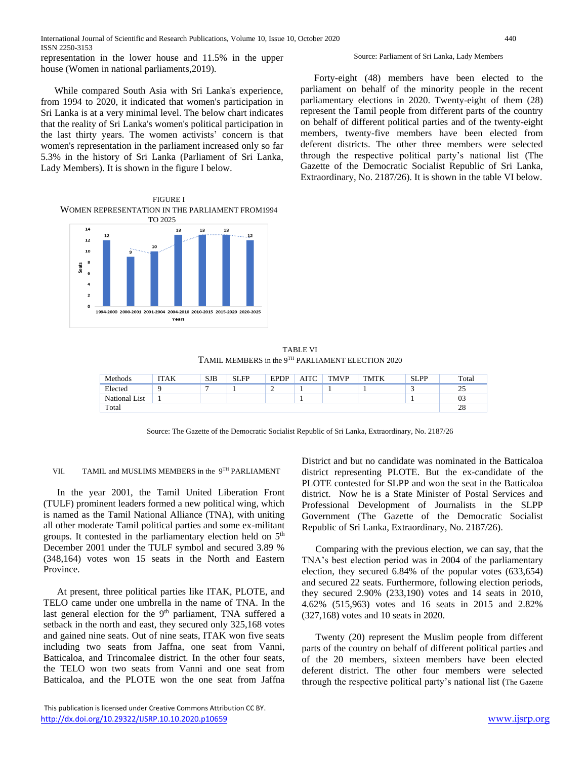representation in the lower house and 11.5% in the upper house (Women in national parliaments,2019).

While compared South Asia with Sri Lanka's experience, from 1994 to 2020, it indicated that women's participation in Sri Lanka is at a very minimal level. The below chart indicates that the reality of Sri Lanka's women's political participation in the last thirty years. The women activists' concern is that women's representation in the parliament increased only so far 5.3% in the history of Sri Lanka (Parliament of Sri Lanka, Lady Members). It is shown in the figure I below.

FIGURE I
WOMEN REPRESENTATION IN THE PARLIAMENT FROM1994 TO 2025

| Years | Seats |
|---|---|
| 1994-2000 | 12 |
| 2000-2001 | 9 |
| 2001-2004 | 10 |
| 2004-2010 | 13 |
| 2010-2015 | 13 |
| 2015-2020 | 13 |
| 2020-2025 | 12 |

Source: Parliament of Sri Lanka, Lady Members

Forty-eight (48) members have been elected to the parliament on behalf of the minority people in the recent parliamentary elections in 2020. Twenty-eight of them (28) represent the Tamil people from different parts of the country on behalf of different political parties and of the twenty-eight members, twenty-five members have been elected from deferent districts. The other three members were selected through the respective political party's national list (The Gazette of the Democratic Socialist Republic of Sri Lanka, Extraordinary, No. 2187/26). It is shown in the table VI below.

TABLE VI
TAMIL MEMBERS in the 9TH PARLIAMENT ELECTION 2020

| Methods | ITAK | SJB | SLFP | EPDP | AITC | TMVP | TMTK | SLPP | Total |
|---|---|---|---|---|---|---|---|---|---|
| Elected | 9 | 7 | 1 | 2 | 1 | 1 | 1 | 3 | 25 |
| National List | 1 | | | | 1 | | | 1 | 03 |
| Total | | | | | | | | | 28 |

Source: The Gazette of the Democratic Socialist Republic of Sri Lanka, Extraordinary, No. 2187/26

## VII. TAMIL and MUSLIMS MEMBERS in the 9TH PARLIAMENT

In the year 2001, the Tamil United Liberation Front (TULF) prominent leaders formed a new political wing, which is named as the Tamil National Alliance (TNA), with uniting all other moderate Tamil political parties and some ex-militant groups. It contested in the parliamentary election held on 5th December 2001 under the TULF symbol and secured 3.89 % (348,164) votes won 15 seats in the North and Eastern Province.

At present, three political parties like ITAK, PLOTE, and TELO came under one umbrella in the name of TNA. In the last general election for the 9th parliament, TNA suffered a setback in the north and east, they secured only 325,168 votes and gained nine seats. Out of nine seats, ITAK won five seats including two seats from Jaffna, one seat from Vanni, Batticaloa, and Trincomalee district. In the other four seats, the TELO won two seats from Vanni and one seat from Batticaloa, and the PLOTE won the one seat from Jaffna District and but no candidate was nominated in the Batticaloa district representing PLOTE. But the ex-candidate of the PLOTE contested for SLPP and won the seat in the Batticaloa district. Now he is a State Minister of Postal Services and Professional Development of Journalists in the SLPP Government (The Gazette of the Democratic Socialist Republic of Sri Lanka, Extraordinary, No. 2187/26).

Comparing with the previous election, we can say, that the TNA's best election period was in 2004 of the parliamentary election, they secured 6.84% of the popular votes (633,654) and secured 22 seats. Furthermore, following election periods, they secured 2.90% (233,190) votes and 14 seats in 2010, 4.62% (515,963) votes and 16 seats in 2015 and 2.82% (327,168) votes and 10 seats in 2020.

Twenty (20) represent the Muslim people from different parts of the country on behalf of different political parties and of the 20 members, sixteen members have been elected deferent district. The other four members were selected through the respective political party's national list (The Gazette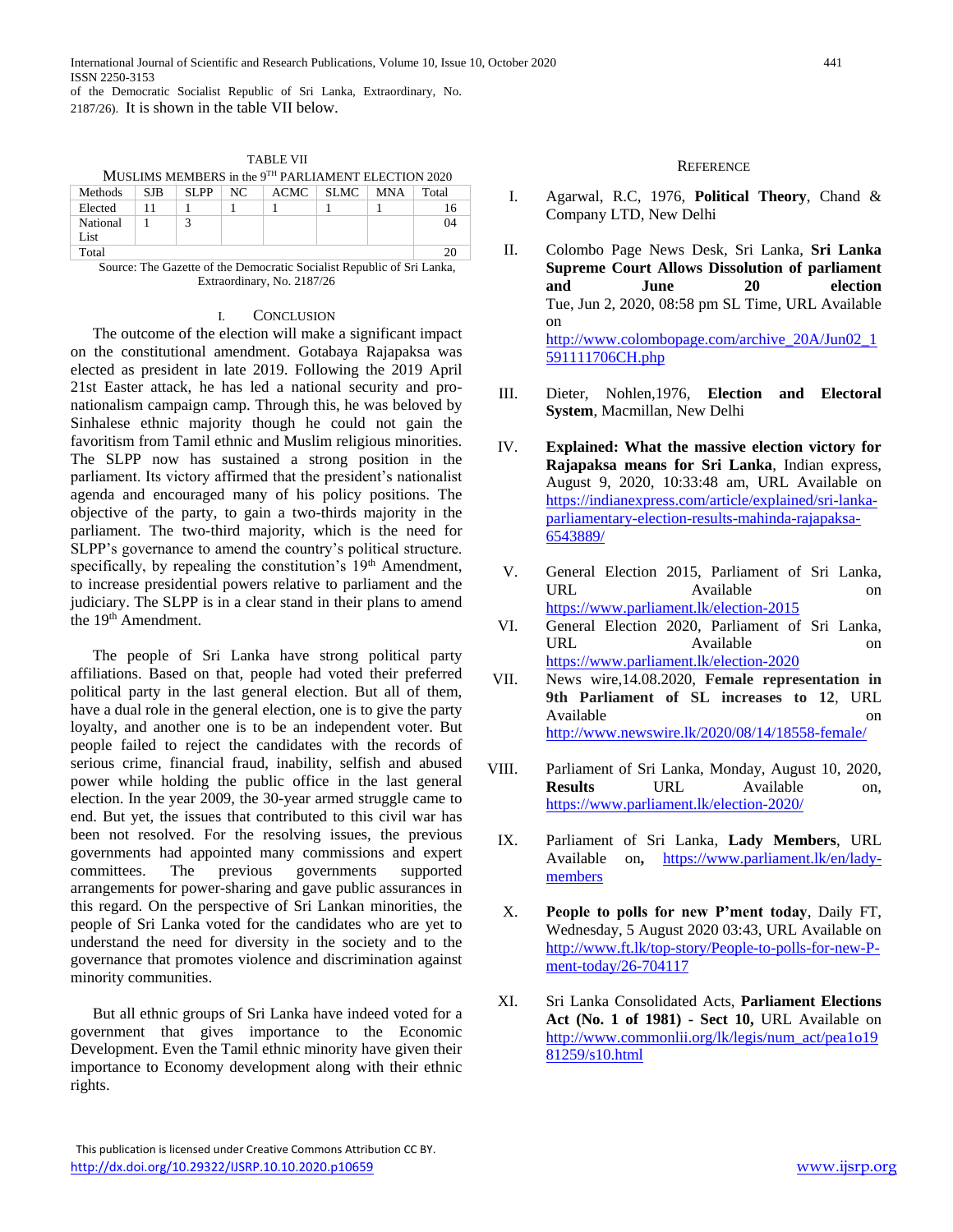of the Democratic Socialist Republic of Sri Lanka, Extraordinary, No. 2187/26). It is shown in the table VII below.

TABLE VII
MUSLIMS MEMBERS in the 9TH PARLIAMENT ELECTION 2020

| Methods | SJB | SLPP | NC | ACMC | SLMC | MNA | Total |
|---|---|---|---|---|---|---|---|
| Elected | 11 | 1 | 1 | 1 | 1 | 1 | 16 |
| National List | 1 | 3 | | | | | 04 |
| Total | | | | | | | 20 |

Source: The Gazette of the Democratic Socialist Republic of Sri Lanka, Extraordinary, No. 2187/26

## I. CONCLUSION

The outcome of the election will make a significant impact on the constitutional amendment. Gotabaya Rajapaksa was elected as president in late 2019. Following the 2019 April 21st Easter attack, he has led a national security and pro-nationalism campaign camp. Through this, he was beloved by Sinhalese ethnic majority though he could not gain the favoritism from Tamil ethnic and Muslim religious minorities. The SLPP now has sustained a strong position in the parliament. Its victory affirmed that the president's nationalist agenda and encouraged many of his policy positions. The objective of the party, to gain a two-thirds majority in the parliament. The two-third majority, which is the need for SLPP's governance to amend the country's political structure. specifically, by repealing the constitution's 19th Amendment, to increase presidential powers relative to parliament and the judiciary. The SLPP is in a clear stand in their plans to amend the 19th Amendment.

The people of Sri Lanka have strong political party affiliations. Based on that, people had voted their preferred political party in the last general election. But all of them, have a dual role in the general election, one is to give the party loyalty, and another one is to be an independent voter. But people failed to reject the candidates with the records of serious crime, financial fraud, inability, selfish and abused power while holding the public office in the last general election. In the year 2009, the 30-year armed struggle came to end. But yet, the issues that contributed to this civil war has been not resolved. For the resolving issues, the previous governments had appointed many commissions and expert committees. The previous governments supported arrangements for power-sharing and gave public assurances in this regard. On the perspective of Sri Lankan minorities, the people of Sri Lanka voted for the candidates who are yet to understand the need for diversity in the society and to the governance that promotes violence and discrimination against minority communities.

But all ethnic groups of Sri Lanka have indeed voted for a government that gives importance to the Economic Development. Even the Tamil ethnic minority have given their importance to Economy development along with their ethnic rights.

## REFERENCE

I. Agarwal, R.C, 1976, **Political Theory**, Chand & Company LTD, New Delhi

II. Colombo Page News Desk, Sri Lanka, **Sri Lanka Supreme Court Allows Dissolution of parliament and June 20 election** Tue, Jun 2, 2020, 08:58 pm SL Time, URL Available on http://www.colombopage.com/archive_20A/Jun02_1591111706CH.php

III. Dieter, Nohlen,1976, **Election and Electoral System**, Macmillan, New Delhi

IV. **Explained: What the massive election victory for Rajapaksa means for Sri Lanka**, Indian express, August 9, 2020, 10:33:48 am, URL Available on https://indianexpress.com/article/explained/sri-lanka-parliamentary-election-results-mahinda-rajapaksa-6543889/

V. General Election 2015, Parliament of Sri Lanka, URL Available on https://www.parliament.lk/election-2015

VI. General Election 2020, Parliament of Sri Lanka, URL Available on https://www.parliament.lk/election-2020

VII. News wire,14.08.2020, **Female representation in 9th Parliament of SL increases to 12**, URL Available on http://www.newswire.lk/2020/08/14/18558-female/

VIII. Parliament of Sri Lanka, Monday, August 10, 2020, **Results** URL Available on, https://www.parliament.lk/election-2020/

IX. Parliament of Sri Lanka, **Lady Members**, URL Available on**,** https://www.parliament.lk/en/lady-members

X. **People to polls for new P'ment today**, Daily FT, Wednesday, 5 August 2020 03:43, URL Available on http://www.ft.lk/top-story/People-to-polls-for-new-P-ment-today/26-704117

XI. Sri Lanka Consolidated Acts, **Parliament Elections Act (No. 1 of 1981) - Sect 10,** URL Available on http://www.commonlii.org/lk/legis/num_act/pea1o1981259/s10.html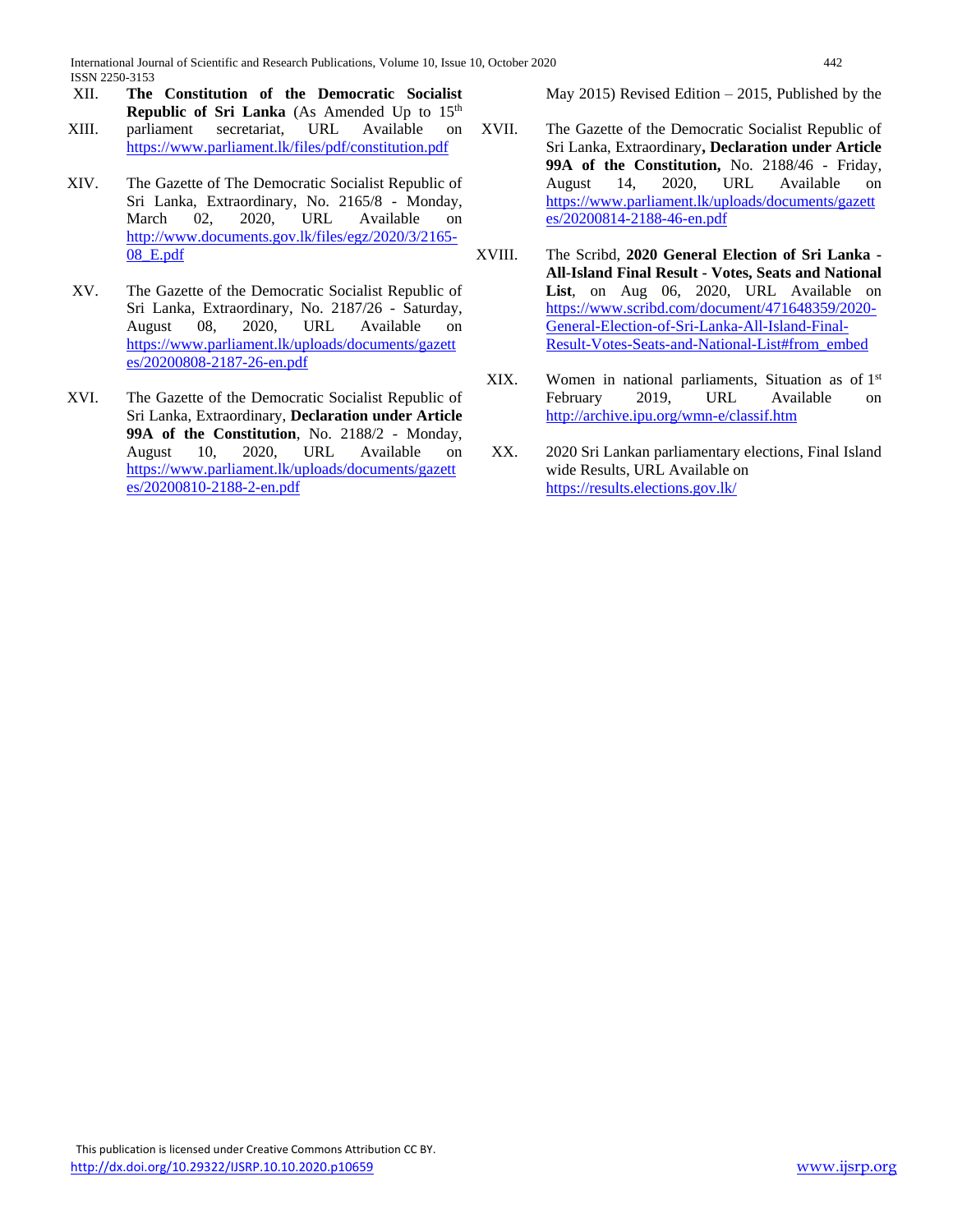XII. **The Constitution of the Democratic Socialist Republic of Sri Lanka** (As Amended Up to 15th May 2015) Revised Edition – 2015, Published by the

XIII. parliament secretariat, URL Available on https://www.parliament.lk/files/pdf/constitution.pdf

XIV. The Gazette of The Democratic Socialist Republic of Sri Lanka, Extraordinary, No. 2165/8 - Monday, March 02, 2020, URL Available on http://www.documents.gov.lk/files/egz/2020/3/2165-08_E.pdf

XV. The Gazette of the Democratic Socialist Republic of Sri Lanka, Extraordinary, No. 2187/26 - Saturday, August 08, 2020, URL Available on https://www.parliament.lk/uploads/documents/gazettes/20200808-2187-26-en.pdf

XVI. The Gazette of the Democratic Socialist Republic of Sri Lanka, Extraordinary, **Declaration under Article 99A of the Constitution**, No. 2188/2 - Monday, August 10, 2020, URL Available on https://www.parliament.lk/uploads/documents/gazettes/20200810-2188-2-en.pdf

XVII. The Gazette of the Democratic Socialist Republic of Sri Lanka, Extraordinary**, Declaration under Article 99A of the Constitution,** No. 2188/46 - Friday, August 14, 2020, URL Available on https://www.parliament.lk/uploads/documents/gazettes/20200814-2188-46-en.pdf

XVIII. The Scribd, **2020 General Election of Sri Lanka - All-Island Final Result - Votes, Seats and National List**, on Aug 06, 2020, URL Available on https://www.scribd.com/document/471648359/2020-General-Election-of-Sri-Lanka-All-Island-Final-Result-Votes-Seats-and-National-List#from_embed

XIX. Women in national parliaments, Situation as of 1st February 2019, URL Available on http://archive.ipu.org/wmn-e/classif.htm

XX. 2020 Sri Lankan parliamentary elections, Final Island wide Results, URL Available on https://results.elections.gov.lk/